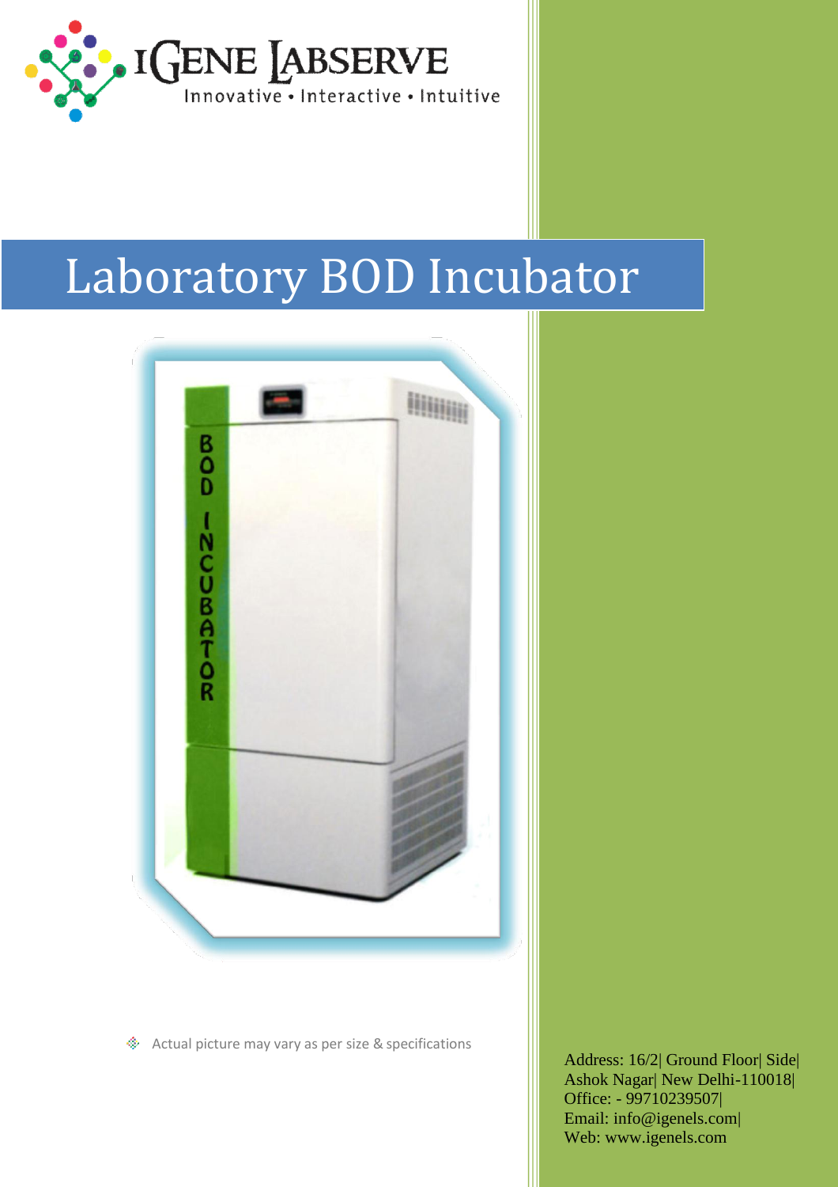IGENE LABSERVE

Innovative • Interactive • Intuitive

# Laboratory BOD Incubator

Actual picture may vary as per size & specifications

Address: 16/2| Ground Floor| Side| Ashok Nagar| New Delhi-110018| Office: - 99710239507| Email: info@igenels.com| Web: www.igenels.com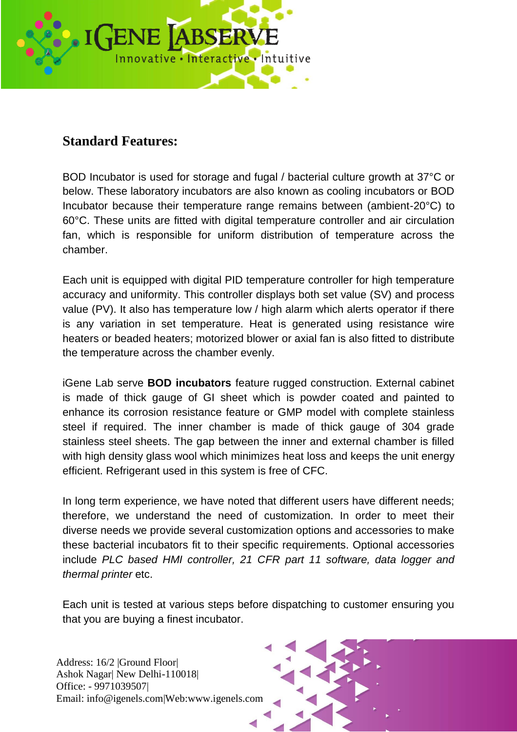## Standard Features:

BOD Incubator is used for storage and fugal / bacterial culture growth at 37°C or below. These laboratory incubators are also known as cooling incubators or BOD Incubator because their temperature range remains between (ambient-20°C) to 60°C. These units are fitted with digital temperature controller and air circulation fan, which is responsible for uniform distribution of temperature across the chamber.

Each unit is equipped with digital PID temperature controller for high temperature accuracy and uniformity. This controller displays both set value (SV) and process value (PV). It also has temperature low / high alarm which alerts operator if there is any variation in set temperature. Heat is generated using resistance wire heaters or beaded heaters; motorized blower or axial fan is also fitted to distribute the temperature across the chamber evenly.

iGene Lab serve **BOD incubators** feature rugged construction. External cabinet is made of thick gauge of GI sheet which is powder coated and painted to enhance its corrosion resistance feature or GMP model with complete stainless steel if required. The inner chamber is made of thick gauge of 304 grade stainless steel sheets. The gap between the inner and external chamber is filled with high density glass wool which minimizes heat loss and keeps the unit energy efficient. Refrigerant used in this system is free of CFC.

In long term experience, we have noted that different users have different needs; therefore, we understand the need of customization. In order to meet their diverse needs we provide several customization options and accessories to make these bacterial incubators fit to their specific requirements. Optional accessories include *PLC based HMI controller, 21 CFR part 11 software, data logger and thermal printer* etc.

Each unit is tested at various steps before dispatching to customer ensuring you that you are buying a finest incubator.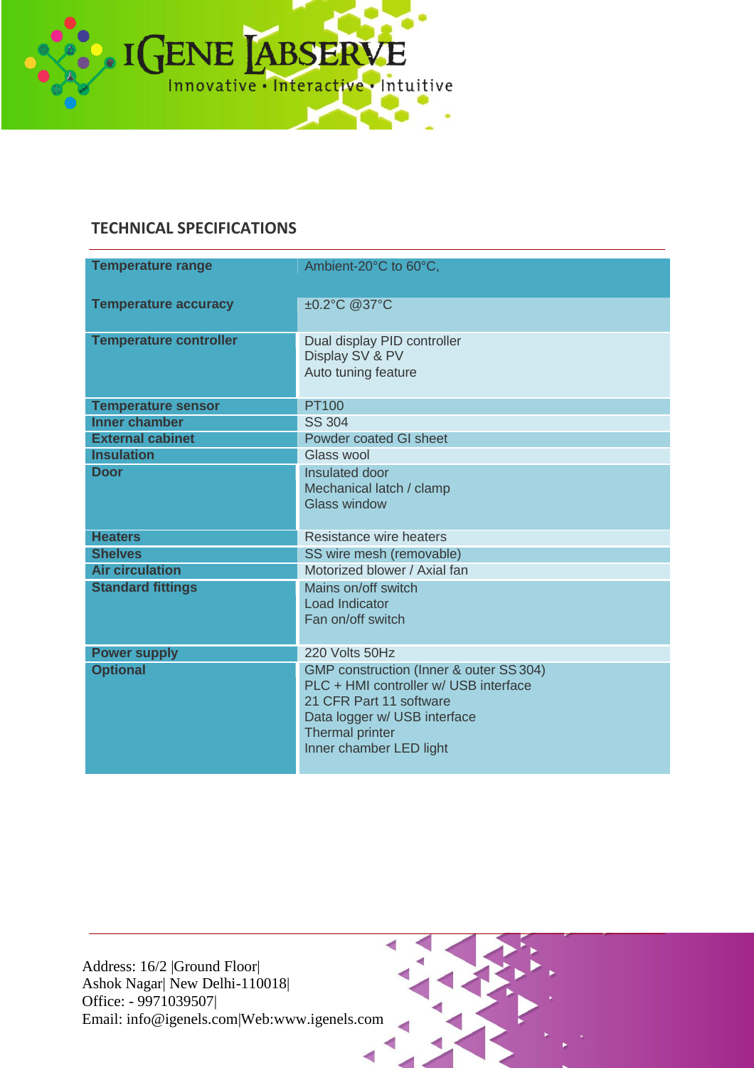## TECHNICAL SPECIFICATIONS

| Temperature range | Ambient-20°C to 60°C, |
|---|---|
| Temperature accuracy | ±0.2°C @37°C |
| Temperature controller | Dual display PID controller<br>Display SV & PV<br>Auto tuning feature |
| Temperature sensor | PT100 |
| Inner chamber | SS 304 |
| External cabinet | Powder coated GI sheet |
| Insulation | Glass wool |
| Door | Insulated door<br>Mechanical latch / clamp<br>Glass window |
| Heaters | Resistance wire heaters |
| Shelves | SS wire mesh (removable) |
| Air circulation | Motorized blower / Axial fan |
| Standard fittings | Mains on/off switch<br>Load Indicator<br>Fan on/off switch |
| Power supply | 220 Volts 50Hz |
| Optional | GMP construction (Inner & outer SS 304)<br>PLC + HMI controller w/ USB interface<br>21 CFR Part 11 software<br>Data logger w/ USB interface<br>Thermal printer<br>Inner chamber LED light |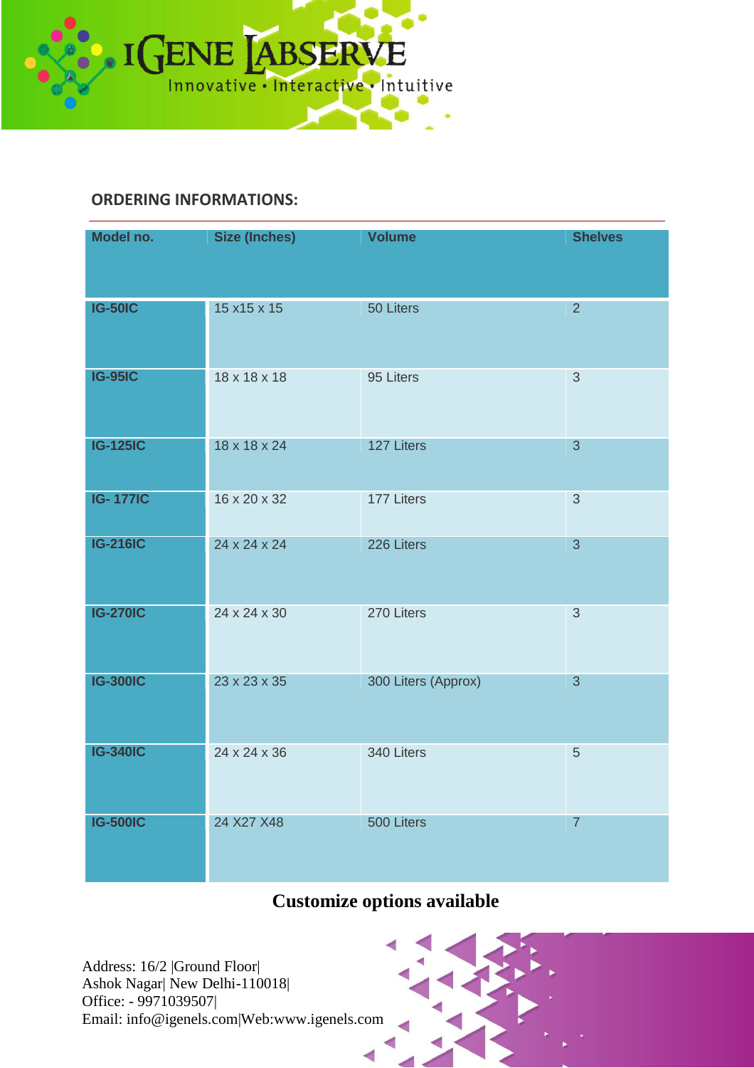## ORDERING INFORMATIONS:

| Model no. | Size (Inches) | Volume | Shelves |
|---|---|---|---|
| **IG-50IC** | 15 x15 x 15 | 50 Liters | 2 |
| **IG-95IC** | 18 x 18 x 18 | 95 Liters | 3 |
| **IG-125IC** | 18 x 18 x 24 | 127 Liters | 3 |
| **IG- 177IC** | 16 x 20 x 32 | 177 Liters | 3 |
| **IG-216IC** | 24 x 24 x 24 | 226 Liters | 3 |
| **IG-270IC** | 24 x 24 x 30 | 270 Liters | 3 |
| **IG-300IC** | 23 x 23 x 35 | 300 Liters (Approx) | 3 |
| **IG-340IC** | 24 x 24 x 36 | 340 Liters | 5 |
| **IG-500IC** | 24 X27 X48 | 500 Liters | 7 |

**Customize options available**